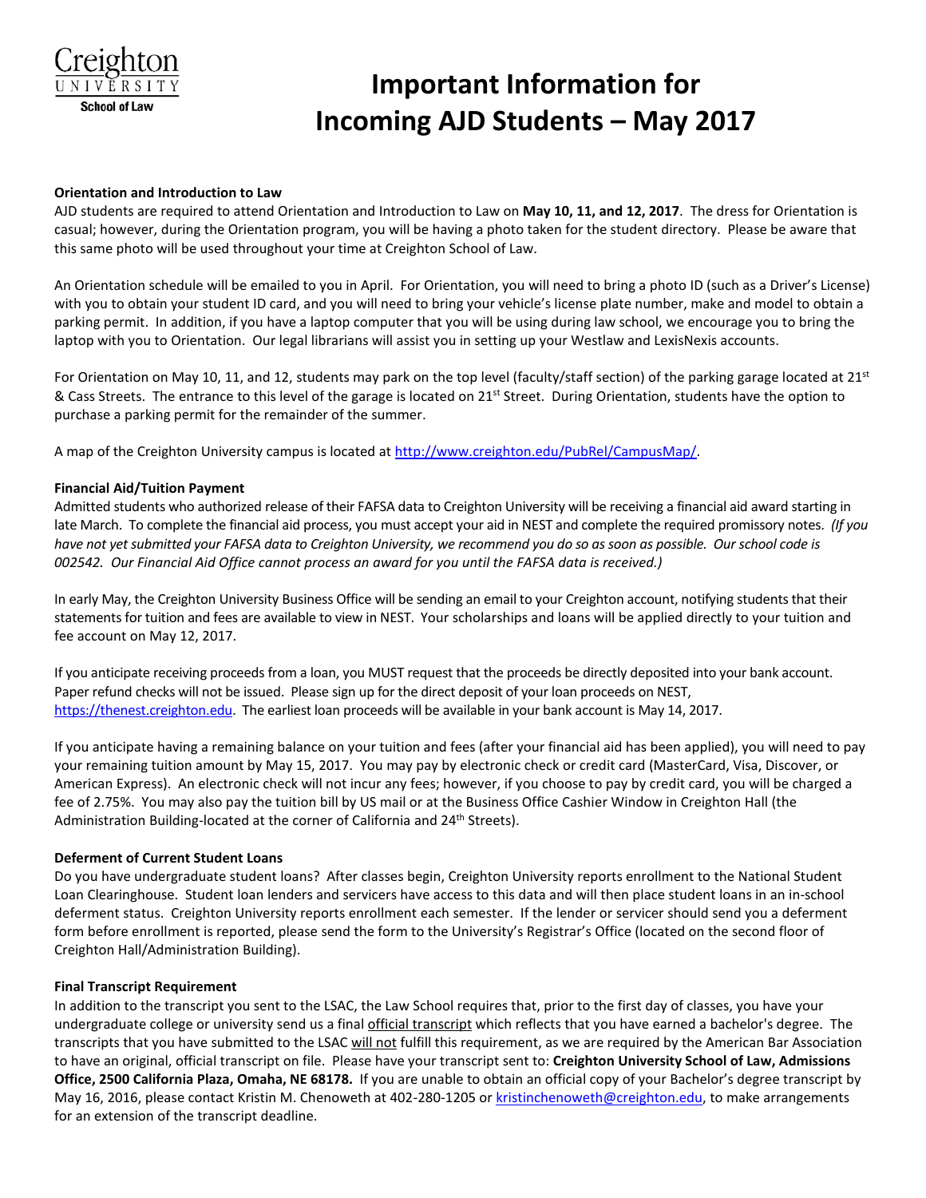Creighton University School of Law

# Important Information for Incoming AJD Students – May 2017

**Orientation and Introduction to Law**

AJD students are required to attend Orientation and Introduction to Law on **May 10, 11, and 12, 2017**. The dress for Orientation is casual; however, during the Orientation program, you will be having a photo taken for the student directory. Please be aware that this same photo will be used throughout your time at Creighton School of Law.

An Orientation schedule will be emailed to you in April. For Orientation, you will need to bring a photo ID (such as a Driver's License) with you to obtain your student ID card, and you will need to bring your vehicle's license plate number, make and model to obtain a parking permit. In addition, if you have a laptop computer that you will be using during law school, we encourage you to bring the laptop with you to Orientation. Our legal librarians will assist you in setting up your Westlaw and LexisNexis accounts.

For Orientation on May 10, 11, and 12, students may park on the top level (faculty/staff section) of the parking garage located at 21st & Cass Streets. The entrance to this level of the garage is located on 21st Street. During Orientation, students have the option to purchase a parking permit for the remainder of the summer.

A map of the Creighton University campus is located at http://www.creighton.edu/PubRel/CampusMap/.

**Financial Aid/Tuition Payment**

Admitted students who authorized release of their FAFSA data to Creighton University will be receiving a financial aid award starting in late March. To complete the financial aid process, you must accept your aid in NEST and complete the required promissory notes. *(If you have not yet submitted your FAFSA data to Creighton University, we recommend you do so as soon as possible. Our school code is 002542. Our Financial Aid Office cannot process an award for you until the FAFSA data is received.)*

In early May, the Creighton University Business Office will be sending an email to your Creighton account, notifying students that their statements for tuition and fees are available to view in NEST. Your scholarships and loans will be applied directly to your tuition and fee account on May 12, 2017.

If you anticipate receiving proceeds from a loan, you MUST request that the proceeds be directly deposited into your bank account. Paper refund checks will not be issued. Please sign up for the direct deposit of your loan proceeds on NEST, https://thenest.creighton.edu. The earliest loan proceeds will be available in your bank account is May 14, 2017.

If you anticipate having a remaining balance on your tuition and fees (after your financial aid has been applied), you will need to pay your remaining tuition amount by May 15, 2017. You may pay by electronic check or credit card (MasterCard, Visa, Discover, or American Express). An electronic check will not incur any fees; however, if you choose to pay by credit card, you will be charged a fee of 2.75%. You may also pay the tuition bill by US mail or at the Business Office Cashier Window in Creighton Hall (the Administration Building-located at the corner of California and 24th Streets).

**Deferment of Current Student Loans**

Do you have undergraduate student loans? After classes begin, Creighton University reports enrollment to the National Student Loan Clearinghouse. Student loan lenders and servicers have access to this data and will then place student loans in an in-school deferment status. Creighton University reports enrollment each semester. If the lender or servicer should send you a deferment form before enrollment is reported, please send the form to the University's Registrar's Office (located on the second floor of Creighton Hall/Administration Building).

**Final Transcript Requirement**

In addition to the transcript you sent to the LSAC, the Law School requires that, prior to the first day of classes, you have your undergraduate college or university send us a final official transcript which reflects that you have earned a bachelor's degree. The transcripts that you have submitted to the LSAC will not fulfill this requirement, as we are required by the American Bar Association to have an original, official transcript on file. Please have your transcript sent to: **Creighton University School of Law, Admissions Office, 2500 California Plaza, Omaha, NE 68178.** If you are unable to obtain an official copy of your Bachelor's degree transcript by May 16, 2016, please contact Kristin M. Chenoweth at 402-280-1205 or kristinchenoweth@creighton.edu, to make arrangements for an extension of the transcript deadline.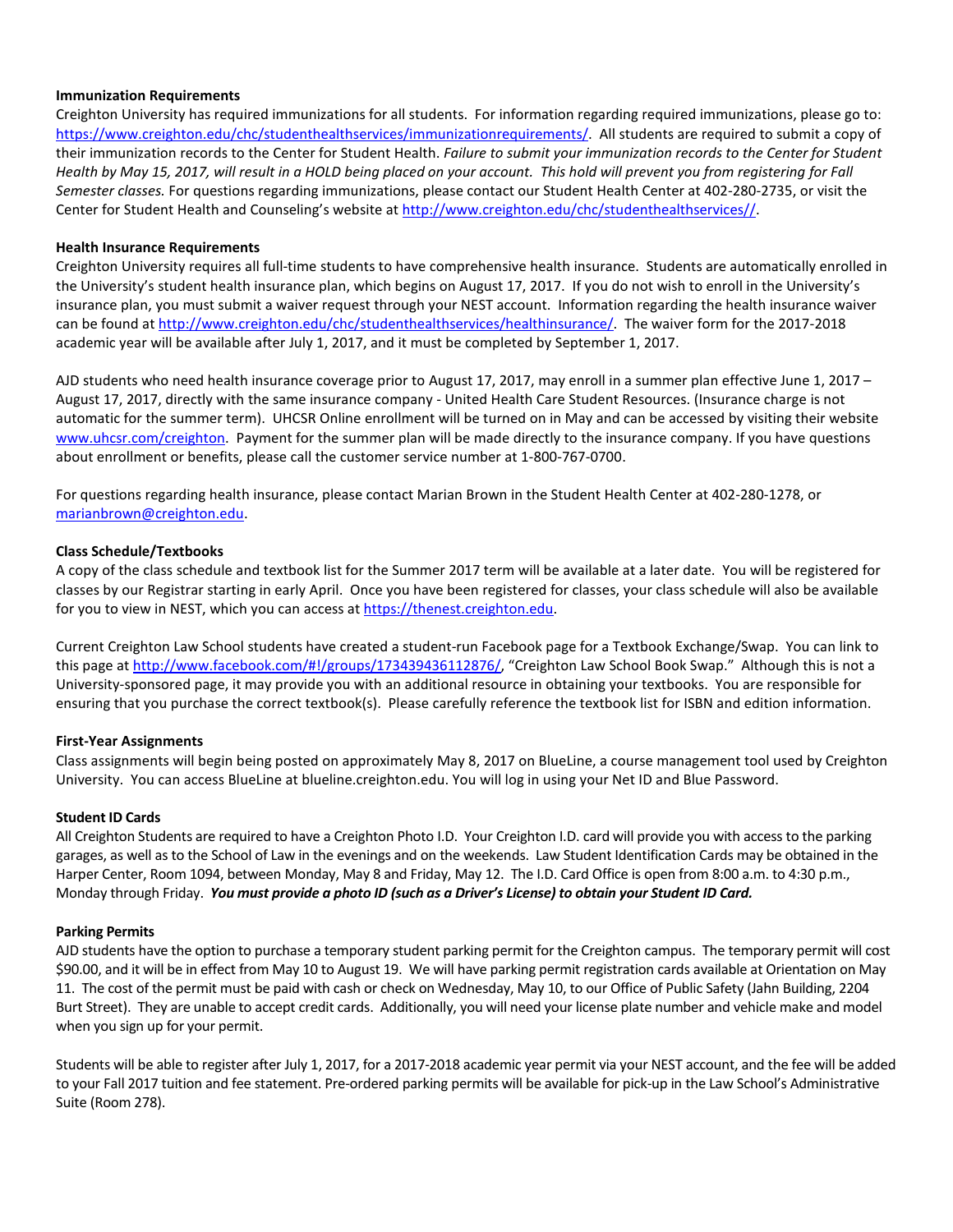**Immunization Requirements**

Creighton University has required immunizations for all students. For information regarding required immunizations, please go to: https://www.creighton.edu/chc/studenthealthservices/immunizationrequirements/. All students are required to submit a copy of their immunization records to the Center for Student Health. *Failure to submit your immunization records to the Center for Student Health by May 15, 2017, will result in a HOLD being placed on your account. This hold will prevent you from registering for Fall Semester classes.* For questions regarding immunizations, please contact our Student Health Center at 402-280-2735, or visit the Center for Student Health and Counseling's website at http://www.creighton.edu/chc/studenthealthservices//.

**Health Insurance Requirements**

Creighton University requires all full-time students to have comprehensive health insurance. Students are automatically enrolled in the University's student health insurance plan, which begins on August 17, 2017. If you do not wish to enroll in the University's insurance plan, you must submit a waiver request through your NEST account. Information regarding the health insurance waiver can be found at http://www.creighton.edu/chc/studenthealthservices/healthinsurance/. The waiver form for the 2017-2018 academic year will be available after July 1, 2017, and it must be completed by September 1, 2017.

AJD students who need health insurance coverage prior to August 17, 2017, may enroll in a summer plan effective June 1, 2017 – August 17, 2017, directly with the same insurance company - United Health Care Student Resources. (Insurance charge is not automatic for the summer term). UHCSR Online enrollment will be turned on in May and can be accessed by visiting their website www.uhcsr.com/creighton. Payment for the summer plan will be made directly to the insurance company. If you have questions about enrollment or benefits, please call the customer service number at 1-800-767-0700.

For questions regarding health insurance, please contact Marian Brown in the Student Health Center at 402-280-1278, or marianbrown@creighton.edu.

**Class Schedule/Textbooks**

A copy of the class schedule and textbook list for the Summer 2017 term will be available at a later date. You will be registered for classes by our Registrar starting in early April. Once you have been registered for classes, your class schedule will also be available for you to view in NEST, which you can access at https://thenest.creighton.edu.

Current Creighton Law School students have created a student-run Facebook page for a Textbook Exchange/Swap. You can link to this page at http://www.facebook.com/#!/groups/173439436112876/, "Creighton Law School Book Swap." Although this is not a University-sponsored page, it may provide you with an additional resource in obtaining your textbooks. You are responsible for ensuring that you purchase the correct textbook(s). Please carefully reference the textbook list for ISBN and edition information.

**First-Year Assignments**

Class assignments will begin being posted on approximately May 8, 2017 on BlueLine, a course management tool used by Creighton University. You can access BlueLine at blueline.creighton.edu. You will log in using your Net ID and Blue Password.

**Student ID Cards**

All Creighton Students are required to have a Creighton Photo I.D. Your Creighton I.D. card will provide you with access to the parking garages, as well as to the School of Law in the evenings and on the weekends. Law Student Identification Cards may be obtained in the Harper Center, Room 1094, between Monday, May 8 and Friday, May 12. The I.D. Card Office is open from 8:00 a.m. to 4:30 p.m., Monday through Friday. ***You must provide a photo ID (such as a Driver's License) to obtain your Student ID Card.***

**Parking Permits**

AJD students have the option to purchase a temporary student parking permit for the Creighton campus. The temporary permit will cost $90.00, and it will be in effect from May 10 to August 19. We will have parking permit registration cards available at Orientation on May 11. The cost of the permit must be paid with cash or check on Wednesday, May 10, to our Office of Public Safety (Jahn Building, 2204 Burt Street). They are unable to accept credit cards. Additionally, you will need your license plate number and vehicle make and model when you sign up for your permit.

Students will be able to register after July 1, 2017, for a 2017-2018 academic year permit via your NEST account, and the fee will be added to your Fall 2017 tuition and fee statement. Pre-ordered parking permits will be available for pick-up in the Law School's Administrative Suite (Room 278).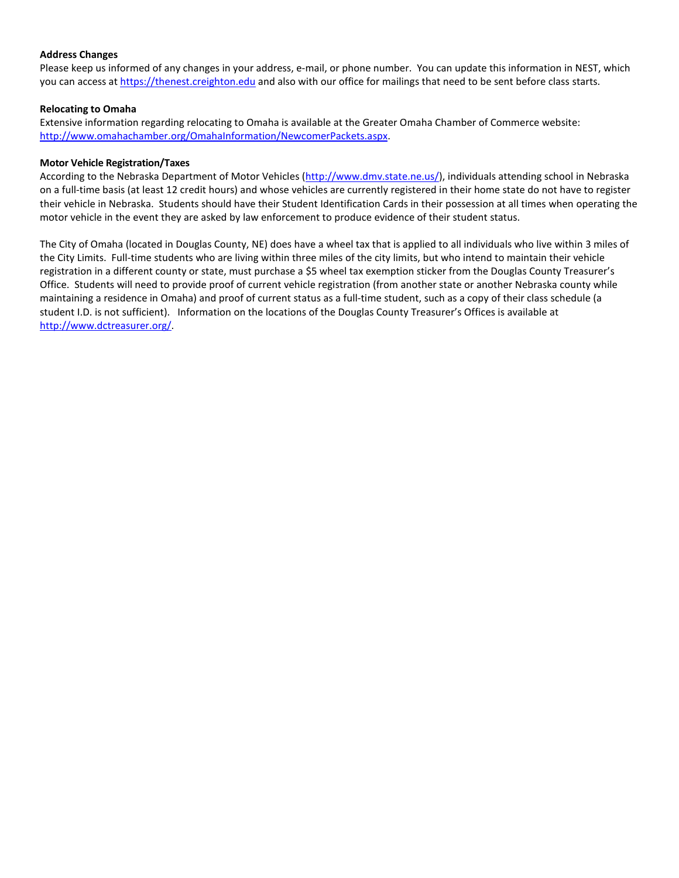**Address Changes**
Please keep us informed of any changes in your address, e-mail, or phone number. You can update this information in NEST, which you can access at https://thenest.creighton.edu and also with our office for mailings that need to be sent before class starts.

**Relocating to Omaha**
Extensive information regarding relocating to Omaha is available at the Greater Omaha Chamber of Commerce website: http://www.omahachamber.org/OmahaInformation/NewcomerPackets.aspx.

**Motor Vehicle Registration/Taxes**
According to the Nebraska Department of Motor Vehicles (http://www.dmv.state.ne.us/), individuals attending school in Nebraska on a full-time basis (at least 12 credit hours) and whose vehicles are currently registered in their home state do not have to register their vehicle in Nebraska. Students should have their Student Identification Cards in their possession at all times when operating the motor vehicle in the event they are asked by law enforcement to produce evidence of their student status.

The City of Omaha (located in Douglas County, NE) does have a wheel tax that is applied to all individuals who live within 3 miles of the City Limits. Full-time students who are living within three miles of the city limits, but who intend to maintain their vehicle registration in a different county or state, must purchase a $5 wheel tax exemption sticker from the Douglas County Treasurer's Office. Students will need to provide proof of current vehicle registration (from another state or another Nebraska county while maintaining a residence in Omaha) and proof of current status as a full-time student, such as a copy of their class schedule (a student I.D. is not sufficient). Information on the locations of the Douglas County Treasurer's Offices is available at http://www.dctreasurer.org/.